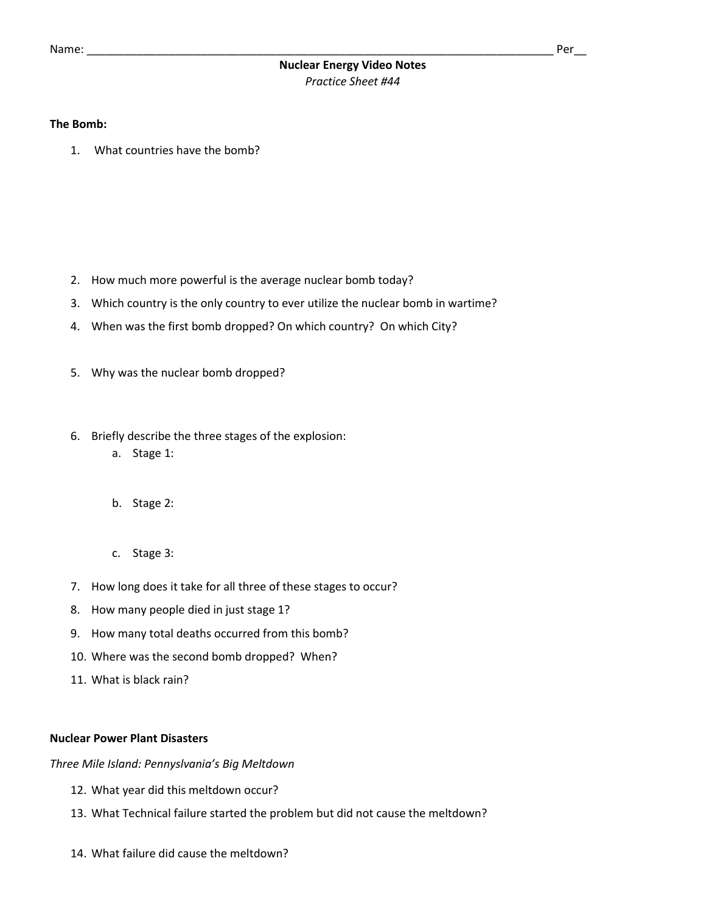Name: ______________________________________________________________________________ Per__

**Nuclear Energy Video Notes**

*Practice Sheet #44*

**The Bomb:**

1. What countries have the bomb?
2. How much more powerful is the average nuclear bomb today?
3. Which country is the only country to ever utilize the nuclear bomb in wartime?
4. When was the first bomb dropped? On which country? On which City?
5. Why was the nuclear bomb dropped?
6. Briefly describe the three stages of the explosion:
   a. Stage 1:
   b. Stage 2:
   c. Stage 3:
7. How long does it take for all three of these stages to occur?
8. How many people died in just stage 1?
9. How many total deaths occurred from this bomb?
10. Where was the second bomb dropped? When?
11. What is black rain?

**Nuclear Power Plant Disasters**

*Three Mile Island: Pennyslvania's Big Meltdown*

12. What year did this meltdown occur?
13. What Technical failure started the problem but did not cause the meltdown?
14. What failure did cause the meltdown?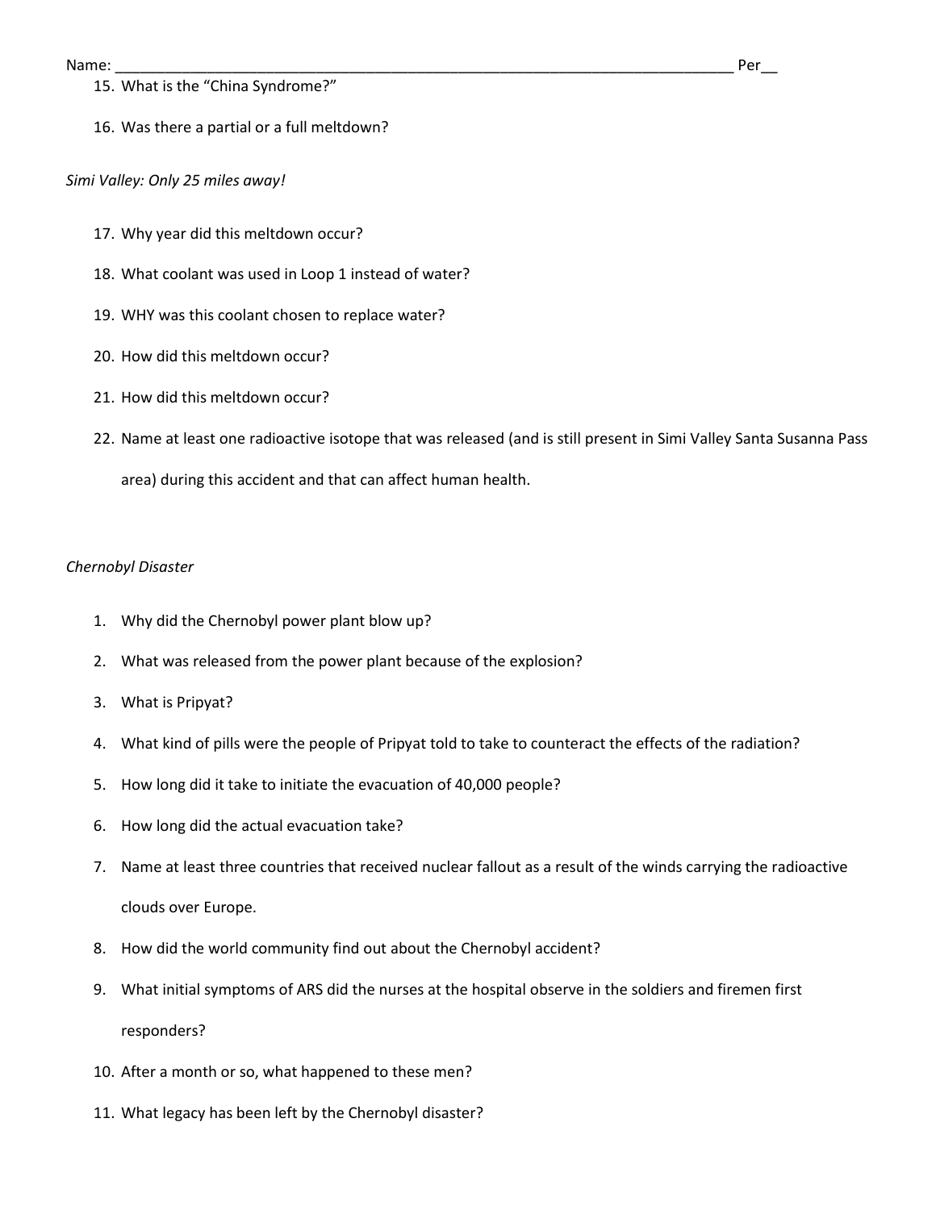Name: ___________________________________________________________________________ Per__

15. What is the "China Syndrome?"
16. Was there a partial or a full meltdown?

*Simi Valley: Only 25 miles away!*

17. Why year did this meltdown occur?
18. What coolant was used in Loop 1 instead of water?
19. WHY was this coolant chosen to replace water?
20. How did this meltdown occur?
21. How did this meltdown occur?
22. Name at least one radioactive isotope that was released (and is still present in Simi Valley Santa Susanna Pass area) during this accident and that can affect human health.

*Chernobyl Disaster*

1. Why did the Chernobyl power plant blow up?
2. What was released from the power plant because of the explosion?
3. What is Pripyat?
4. What kind of pills were the people of Pripyat told to take to counteract the effects of the radiation?
5. How long did it take to initiate the evacuation of 40,000 people?
6. How long did the actual evacuation take?
7. Name at least three countries that received nuclear fallout as a result of the winds carrying the radioactive clouds over Europe.
8. How did the world community find out about the Chernobyl accident?
9. What initial symptoms of ARS did the nurses at the hospital observe in the soldiers and firemen first responders?
10. After a month or so, what happened to these men?
11. What legacy has been left by the Chernobyl disaster?